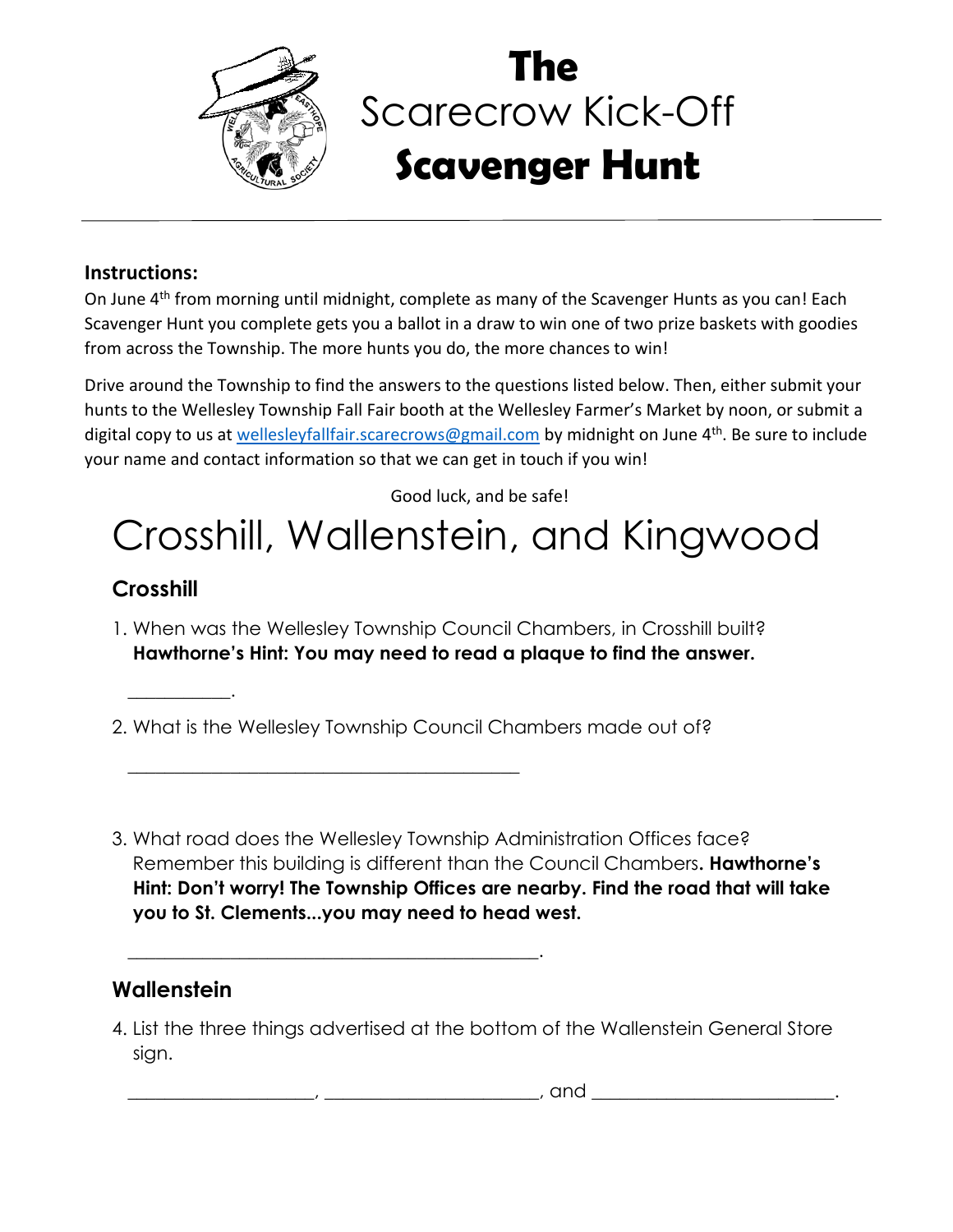# The Scarecrow Kick-Off Scavenger Hunt

**Instructions:**

On June 4th from morning until midnight, complete as many of the Scavenger Hunts as you can! Each Scavenger Hunt you complete gets you a ballot in a draw to win one of two prize baskets with goodies from across the Township. The more hunts you do, the more chances to win!

Drive around the Township to find the answers to the questions listed below. Then, either submit your hunts to the Wellesley Township Fall Fair booth at the Wellesley Farmer's Market by noon, or submit a digital copy to us at wellesleyfallfair.scarecrows@gmail.com by midnight on June 4th. Be sure to include your name and contact information so that we can get in touch if you win!

Good luck, and be safe!

# Crosshill, Wallenstein, and Kingwood

## Crosshill

1. When was the Wellesley Township Council Chambers, in Crosshill built? **Hawthorne's Hint: You may need to read a plaque to find the answer.**

   ___________.

2. What is the Wellesley Township Council Chambers made out of?

   ____________________________________________

3. What road does the Wellesley Township Administration Offices face? Remember this building is different than the Council Chambers**. Hawthorne's Hint: Don't worry! The Township Offices are nearby. Find the road that will take you to St. Clements...you may need to head west.**

   ____________________________________________.

## Wallenstein

4. List the three things advertised at the bottom of the Wallenstein General Store sign.

   ____________________, ______________________, and _________________________.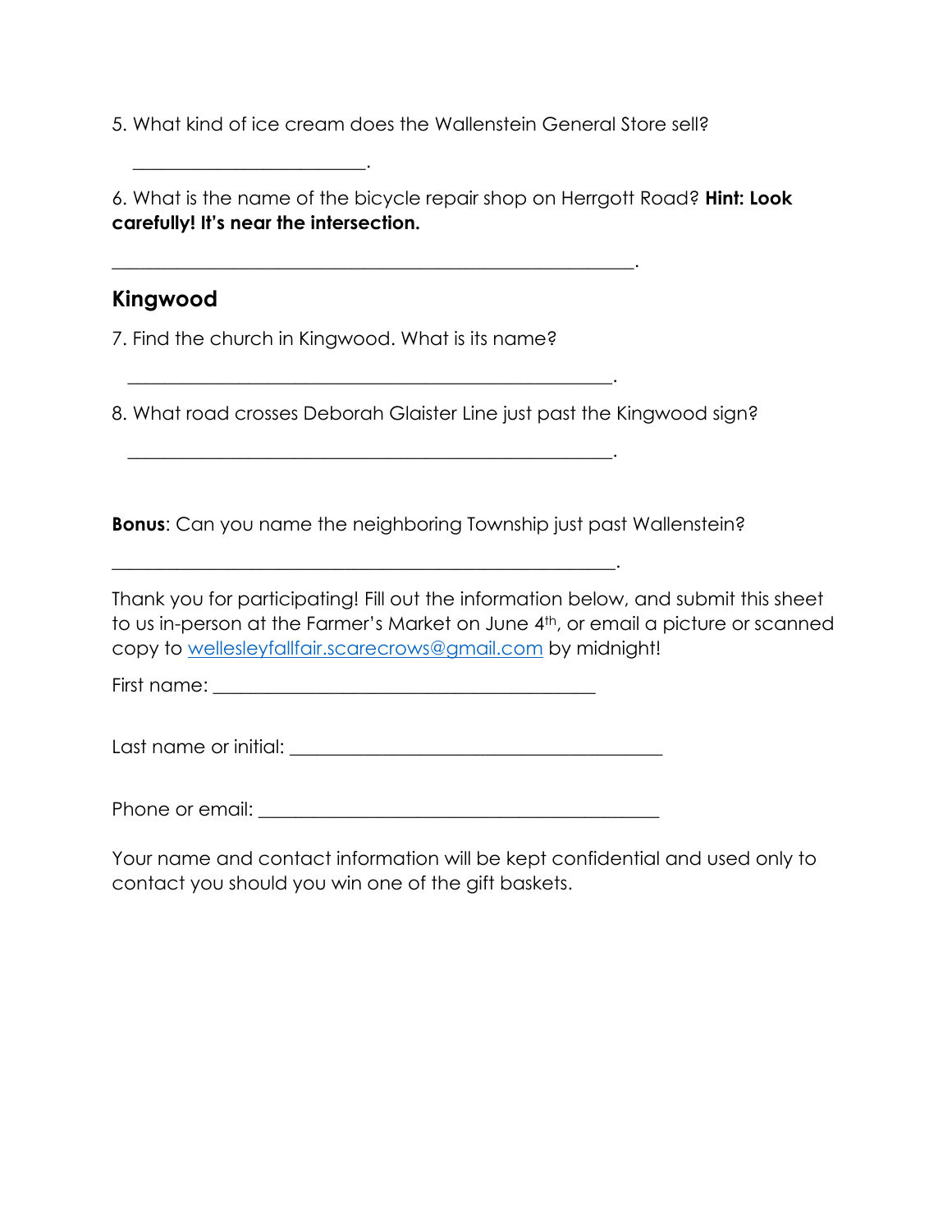5. What kind of ice cream does the Wallenstein General Store sell?

_________________________.

6. What is the name of the bicycle repair shop on Herrgott Road? **Hint: Look carefully! It's near the intersection.**

_________________________________________________________.

## Kingwood

7. Find the church in Kingwood. What is its name?

_____________________________________________________.

8. What road crosses Deborah Glaister Line just past the Kingwood sign?

_____________________________________________________.

**Bonus**: Can you name the neighboring Township just past Wallenstein?

_______________________________________________________.

Thank you for participating! Fill out the information below, and submit this sheet to us in-person at the Farmer's Market on June 4th, or email a picture or scanned copy to wellesleyfallfair.scarecrows@gmail.com by midnight!

First name: __________________________________________

Last name or initial: _________________________________________

Phone or email: ____________________________________________

Your name and contact information will be kept confidential and used only to contact you should you win one of the gift baskets.